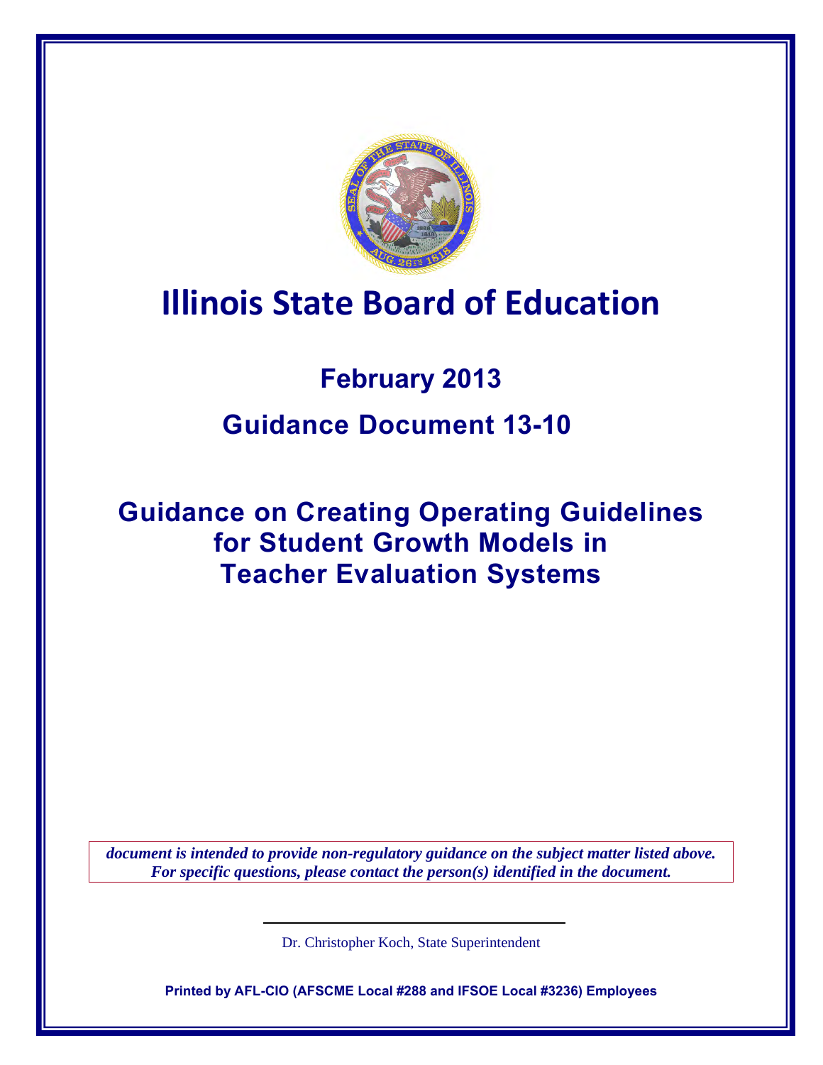# Illinois State Board of Education

## February 2013

## Guidance Document 13-10

## Guidance on Creating Operating Guidelines for Student Growth Models in Teacher Evaluation Systems

***document is intended to provide non-regulatory guidance on the subject matter listed above. For specific questions, please contact the person(s) identified in the document.***

Dr. Christopher Koch, State Superintendent

**Printed by AFL-CIO (AFSCME Local #288 and IFSOE Local #3236) Employees**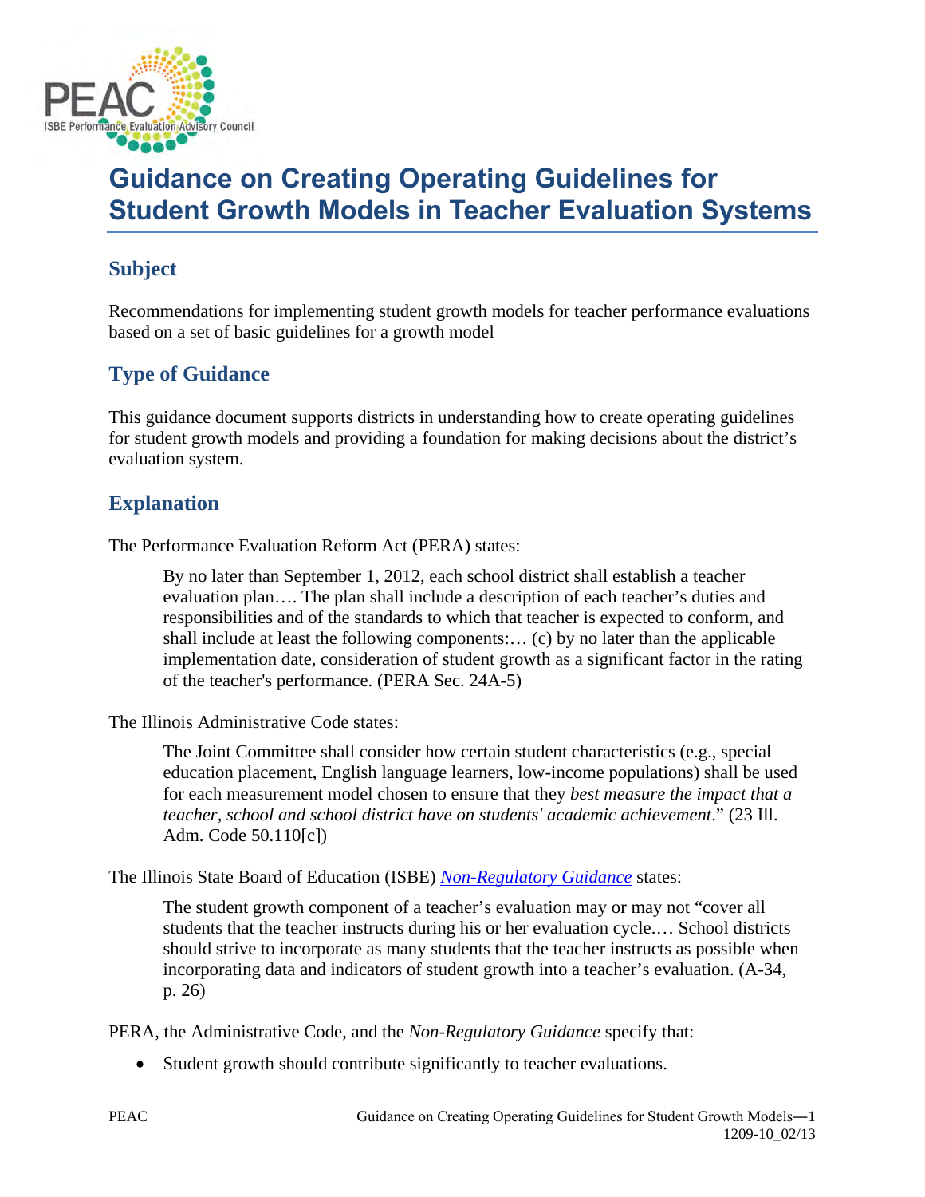# Guidance on Creating Operating Guidelines for Student Growth Models in Teacher Evaluation Systems

## Subject

Recommendations for implementing student growth models for teacher performance evaluations based on a set of basic guidelines for a growth model

## Type of Guidance

This guidance document supports districts in understanding how to create operating guidelines for student growth models and providing a foundation for making decisions about the district's evaluation system.

## Explanation

The Performance Evaluation Reform Act (PERA) states:

> By no later than September 1, 2012, each school district shall establish a teacher evaluation plan…. The plan shall include a description of each teacher's duties and responsibilities and of the standards to which that teacher is expected to conform, and shall include at least the following components:… (c) by no later than the applicable implementation date, consideration of student growth as a significant factor in the rating of the teacher's performance. (PERA Sec. 24A-5)

The Illinois Administrative Code states:

> The Joint Committee shall consider how certain student characteristics (e.g., special education placement, English language learners, low-income populations) shall be used for each measurement model chosen to ensure that they *best measure the impact that a teacher, school and school district have on students' academic achievement*." (23 Ill. Adm. Code 50.110[c])

The Illinois State Board of Education (ISBE) *Non-Regulatory Guidance* states:

> The student growth component of a teacher's evaluation may or may not "cover all students that the teacher instructs during his or her evaluation cycle.… School districts should strive to incorporate as many students that the teacher instructs as possible when incorporating data and indicators of student growth into a teacher's evaluation. (A-34, p. 26)

PERA, the Administrative Code, and the *Non-Regulatory Guidance* specify that:

- Student growth should contribute significantly to teacher evaluations.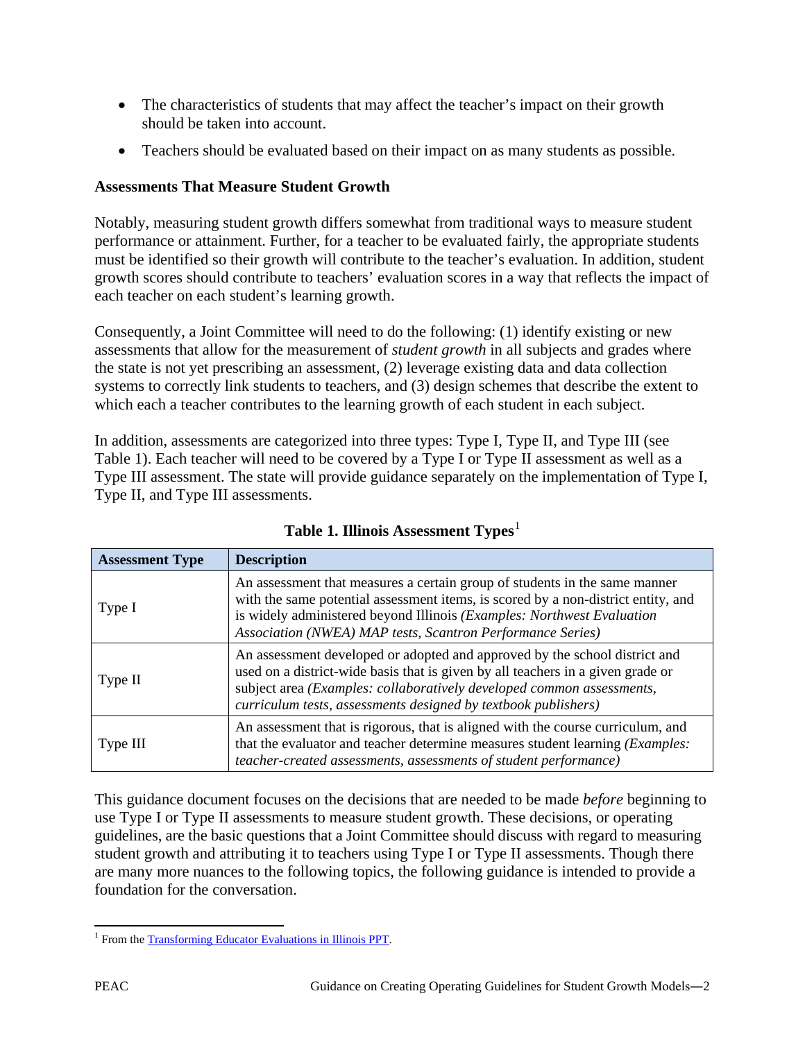- The characteristics of students that may affect the teacher's impact on their growth should be taken into account.
- Teachers should be evaluated based on their impact on as many students as possible.

**Assessments That Measure Student Growth**

Notably, measuring student growth differs somewhat from traditional ways to measure student performance or attainment. Further, for a teacher to be evaluated fairly, the appropriate students must be identified so their growth will contribute to the teacher's evaluation. In addition, student growth scores should contribute to teachers' evaluation scores in a way that reflects the impact of each teacher on each student's learning growth.

Consequently, a Joint Committee will need to do the following: (1) identify existing or new assessments that allow for the measurement of *student growth* in all subjects and grades where the state is not yet prescribing an assessment, (2) leverage existing data and data collection systems to correctly link students to teachers, and (3) design schemes that describe the extent to which each a teacher contributes to the learning growth of each student in each subject.

In addition, assessments are categorized into three types: Type I, Type II, and Type III (see Table 1). Each teacher will need to be covered by a Type I or Type II assessment as well as a Type III assessment. The state will provide guidance separately on the implementation of Type I, Type II, and Type III assessments.

**Table 1. Illinois Assessment Types**[1]

| Assessment Type | Description |
|---|---|
| Type I | An assessment that measures a certain group of students in the same manner with the same potential assessment items, is scored by a non-district entity, and is widely administered beyond Illinois *(Examples: Northwest Evaluation Association (NWEA) MAP tests, Scantron Performance Series)* |
| Type II | An assessment developed or adopted and approved by the school district and used on a district-wide basis that is given by all teachers in a given grade or subject area *(Examples: collaboratively developed common assessments, curriculum tests, assessments designed by textbook publishers)* |
| Type III | An assessment that is rigorous, that is aligned with the course curriculum, and that the evaluator and teacher determine measures student learning *(Examples: teacher-created assessments, assessments of student performance)* |

This guidance document focuses on the decisions that are needed to be made *before* beginning to use Type I or Type II assessments to measure student growth. These decisions, or operating guidelines, are the basic questions that a Joint Committee should discuss with regard to measuring student growth and attributing it to teachers using Type I or Type II assessments. Though there are many more nuances to the following topics, the following guidance is intended to provide a foundation for the conversation.

[1] From the Transforming Educator Evaluations in Illinois PPT.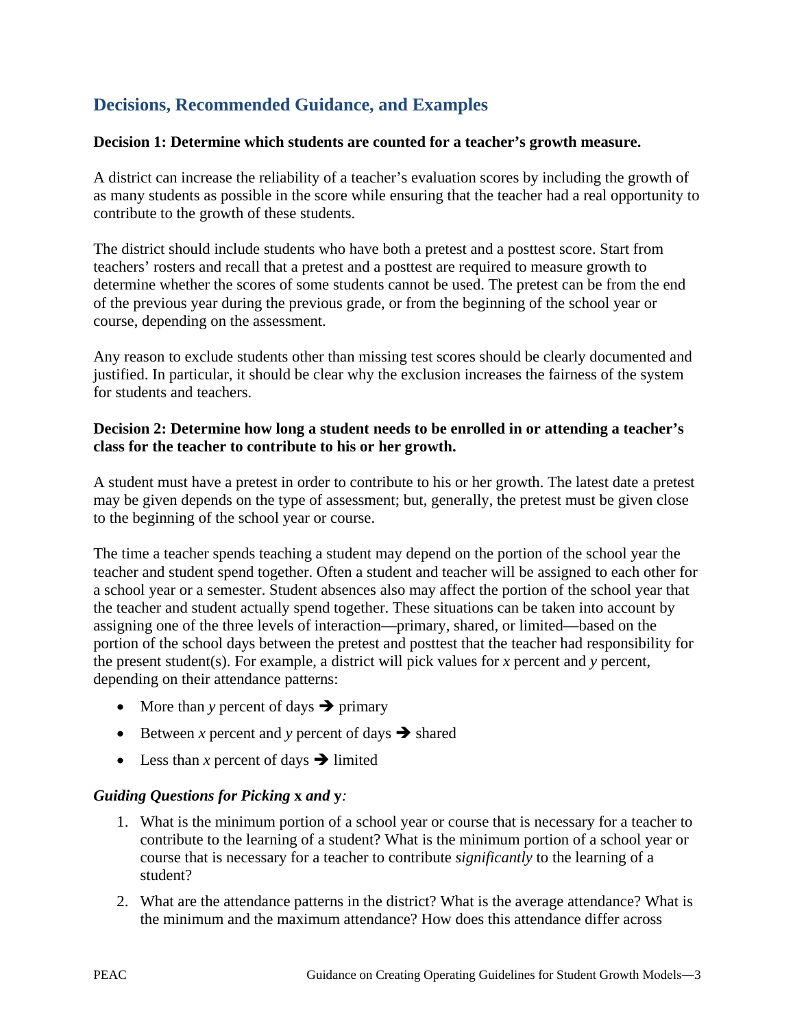## Decisions, Recommended Guidance, and Examples

**Decision 1: Determine which students are counted for a teacher's growth measure.**

A district can increase the reliability of a teacher's evaluation scores by including the growth of as many students as possible in the score while ensuring that the teacher had a real opportunity to contribute to the growth of these students.

The district should include students who have both a pretest and a posttest score. Start from teachers' rosters and recall that a pretest and a posttest are required to measure growth to determine whether the scores of some students cannot be used. The pretest can be from the end of the previous year during the previous grade, or from the beginning of the school year or course, depending on the assessment.

Any reason to exclude students other than missing test scores should be clearly documented and justified. In particular, it should be clear why the exclusion increases the fairness of the system for students and teachers.

**Decision 2: Determine how long a student needs to be enrolled in or attending a teacher's class for the teacher to contribute to his or her growth.**

A student must have a pretest in order to contribute to his or her growth. The latest date a pretest may be given depends on the type of assessment; but, generally, the pretest must be given close to the beginning of the school year or course.

The time a teacher spends teaching a student may depend on the portion of the school year the teacher and student spend together. Often a student and teacher will be assigned to each other for a school year or a semester. Student absences also may affect the portion of the school year that the teacher and student actually spend together. These situations can be taken into account by assigning one of the three levels of interaction—primary, shared, or limited—based on the portion of the school days between the pretest and posttest that the teacher had responsibility for the present student(s). For example, a district will pick values for *x* percent and *y* percent, depending on their attendance patterns:

- More than *y* percent of days ➔ primary
- Between *x* percent and *y* percent of days ➔ shared
- Less than *x* percent of days ➔ limited

***Guiding Questions for Picking* x *and* y*:***

1. What is the minimum portion of a school year or course that is necessary for a teacher to contribute to the learning of a student? What is the minimum portion of a school year or course that is necessary for a teacher to contribute *significantly* to the learning of a student?
2. What are the attendance patterns in the district? What is the average attendance? What is the minimum and the maximum attendance? How does this attendance differ across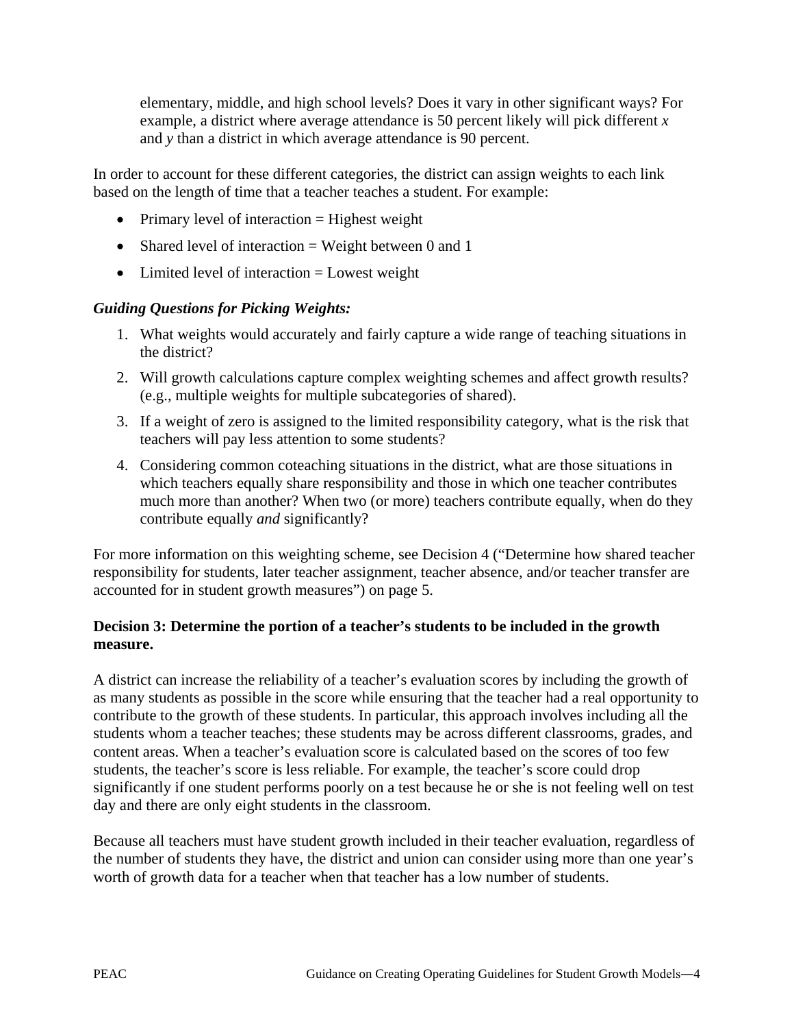elementary, middle, and high school levels? Does it vary in other significant ways? For example, a district where average attendance is 50 percent likely will pick different $x$ and $y$ than a district in which average attendance is 90 percent.

In order to account for these different categories, the district can assign weights to each link based on the length of time that a teacher teaches a student. For example:

- Primary level of interaction = Highest weight
- Shared level of interaction = Weight between 0 and 1
- Limited level of interaction = Lowest weight

***Guiding Questions for Picking Weights:***

1. What weights would accurately and fairly capture a wide range of teaching situations in the district?
2. Will growth calculations capture complex weighting schemes and affect growth results? (e.g., multiple weights for multiple subcategories of shared).
3. If a weight of zero is assigned to the limited responsibility category, what is the risk that teachers will pay less attention to some students?
4. Considering common coteaching situations in the district, what are those situations in which teachers equally share responsibility and those in which one teacher contributes much more than another? When two (or more) teachers contribute equally, when do they contribute equally *and* significantly?

For more information on this weighting scheme, see Decision 4 ("Determine how shared teacher responsibility for students, later teacher assignment, teacher absence, and/or teacher transfer are accounted for in student growth measures") on page 5.

**Decision 3: Determine the portion of a teacher's students to be included in the growth measure.**

A district can increase the reliability of a teacher's evaluation scores by including the growth of as many students as possible in the score while ensuring that the teacher had a real opportunity to contribute to the growth of these students. In particular, this approach involves including all the students whom a teacher teaches; these students may be across different classrooms, grades, and content areas. When a teacher's evaluation score is calculated based on the scores of too few students, the teacher's score is less reliable. For example, the teacher's score could drop significantly if one student performs poorly on a test because he or she is not feeling well on test day and there are only eight students in the classroom.

Because all teachers must have student growth included in their teacher evaluation, regardless of the number of students they have, the district and union can consider using more than one year's worth of growth data for a teacher when that teacher has a low number of students.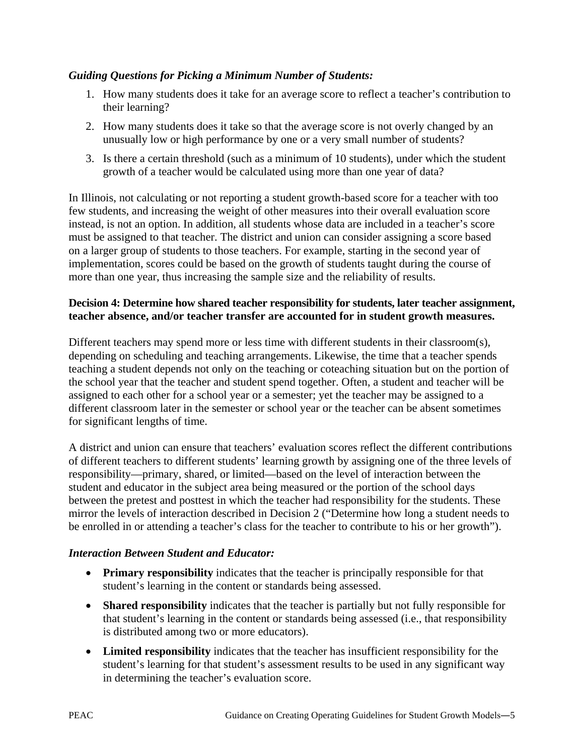***Guiding Questions for Picking a Minimum Number of Students:***

1. How many students does it take for an average score to reflect a teacher's contribution to their learning?
2. How many students does it take so that the average score is not overly changed by an unusually low or high performance by one or a very small number of students?
3. Is there a certain threshold (such as a minimum of 10 students), under which the student growth of a teacher would be calculated using more than one year of data?

In Illinois, not calculating or not reporting a student growth-based score for a teacher with too few students, and increasing the weight of other measures into their overall evaluation score instead, is not an option. In addition, all students whose data are included in a teacher's score must be assigned to that teacher. The district and union can consider assigning a score based on a larger group of students to those teachers. For example, starting in the second year of implementation, scores could be based on the growth of students taught during the course of more than one year, thus increasing the sample size and the reliability of results.

**Decision 4: Determine how shared teacher responsibility for students, later teacher assignment, teacher absence, and/or teacher transfer are accounted for in student growth measures.**

Different teachers may spend more or less time with different students in their classroom(s), depending on scheduling and teaching arrangements. Likewise, the time that a teacher spends teaching a student depends not only on the teaching or coteaching situation but on the portion of the school year that the teacher and student spend together. Often, a student and teacher will be assigned to each other for a school year or a semester; yet the teacher may be assigned to a different classroom later in the semester or school year or the teacher can be absent sometimes for significant lengths of time.

A district and union can ensure that teachers' evaluation scores reflect the different contributions of different teachers to different students' learning growth by assigning one of the three levels of responsibility—primary, shared, or limited—based on the level of interaction between the student and educator in the subject area being measured or the portion of the school days between the pretest and posttest in which the teacher had responsibility for the students. These mirror the levels of interaction described in Decision 2 ("Determine how long a student needs to be enrolled in or attending a teacher's class for the teacher to contribute to his or her growth").

***Interaction Between Student and Educator:***

- **Primary responsibility** indicates that the teacher is principally responsible for that student's learning in the content or standards being assessed.
- **Shared responsibility** indicates that the teacher is partially but not fully responsible for that student's learning in the content or standards being assessed (i.e., that responsibility is distributed among two or more educators).
- **Limited responsibility** indicates that the teacher has insufficient responsibility for the student's learning for that student's assessment results to be used in any significant way in determining the teacher's evaluation score.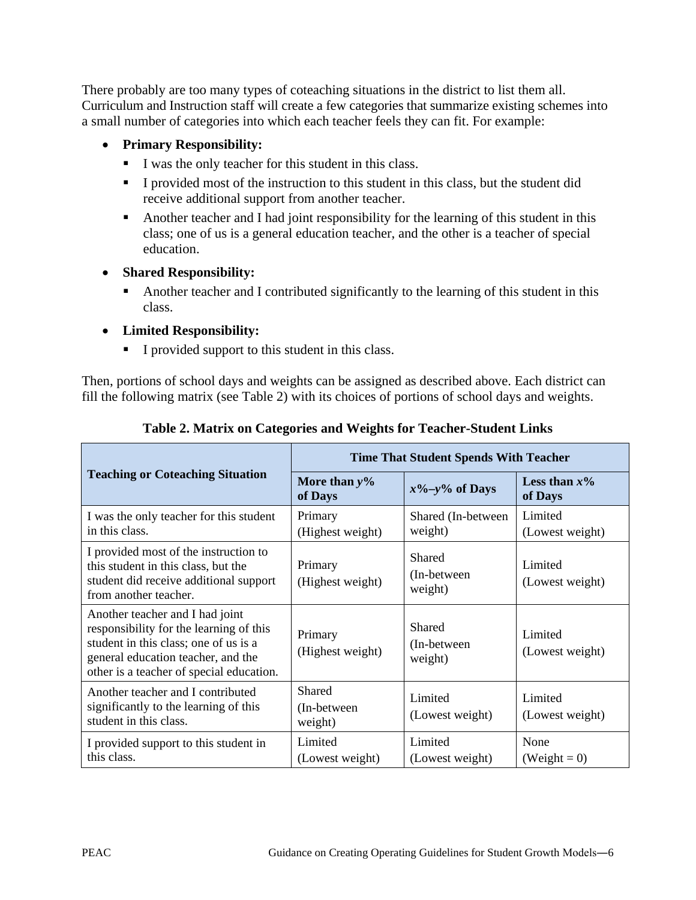There probably are too many types of coteaching situations in the district to list them all. Curriculum and Instruction staff will create a few categories that summarize existing schemes into a small number of categories into which each teacher feels they can fit. For example:

- **Primary Responsibility:**
  - I was the only teacher for this student in this class.
  - I provided most of the instruction to this student in this class, but the student did receive additional support from another teacher.
  - Another teacher and I had joint responsibility for the learning of this student in this class; one of us is a general education teacher, and the other is a teacher of special education.
- **Shared Responsibility:**
  - Another teacher and I contributed significantly to the learning of this student in this class.
- **Limited Responsibility:**
  - I provided support to this student in this class.

Then, portions of school days and weights can be assigned as described above. Each district can fill the following matrix (see Table 2) with its choices of portions of school days and weights.

**Table 2. Matrix on Categories and Weights for Teacher-Student Links**

| Teaching or Coteaching Situation | Time That Student Spends With Teacher | | |
|---|---|---|---|
| | More than *y*% of Days | *x*%–*y*% of Days | Less than *x*% of Days |
| I was the only teacher for this student in this class. | Primary (Highest weight) | Shared (In-between weight) | Limited (Lowest weight) |
| I provided most of the instruction to this student in this class, but the student did receive additional support from another teacher. | Primary (Highest weight) | Shared (In-between weight) | Limited (Lowest weight) |
| Another teacher and I had joint responsibility for the learning of this student in this class; one of us is a general education teacher, and the other is a teacher of special education. | Primary (Highest weight) | Shared (In-between weight) | Limited (Lowest weight) |
| Another teacher and I contributed significantly to the learning of this student in this class. | Shared (In-between weight) | Limited (Lowest weight) | Limited (Lowest weight) |
| I provided support to this student in this class. | Limited (Lowest weight) | Limited (Lowest weight) | None (Weight = 0) |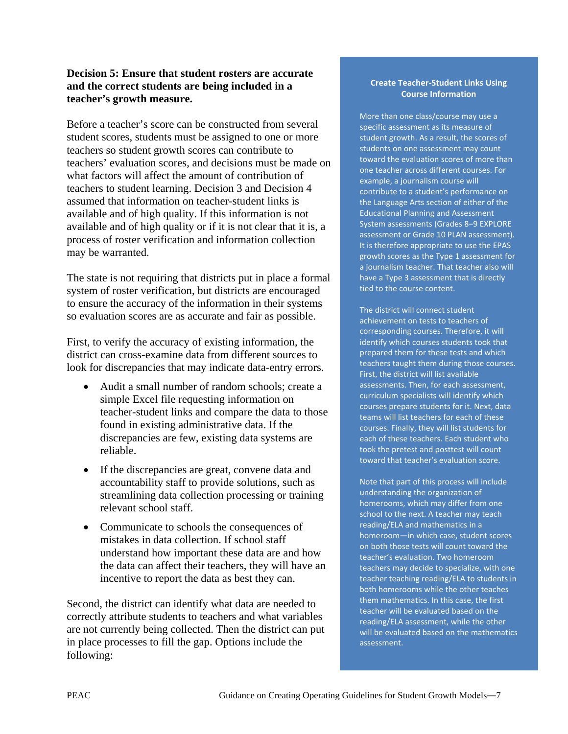**Decision 5: Ensure that student rosters are accurate and the correct students are being included in a teacher's growth measure.**

Before a teacher's score can be constructed from several student scores, students must be assigned to one or more teachers so student growth scores can contribute to teachers' evaluation scores, and decisions must be made on what factors will affect the amount of contribution of teachers to student learning. Decision 3 and Decision 4 assumed that information on teacher-student links is available and of high quality. If this information is not available and of high quality or if it is not clear that it is, a process of roster verification and information collection may be warranted.

The state is not requiring that districts put in place a formal system of roster verification, but districts are encouraged to ensure the accuracy of the information in their systems so evaluation scores are as accurate and fair as possible.

First, to verify the accuracy of existing information, the district can cross-examine data from different sources to look for discrepancies that may indicate data-entry errors.

- Audit a small number of random schools; create a simple Excel file requesting information on teacher-student links and compare the data to those found in existing administrative data. If the discrepancies are few, existing data systems are reliable.
- If the discrepancies are great, convene data and accountability staff to provide solutions, such as streamlining data collection processing or training relevant school staff.
- Communicate to schools the consequences of mistakes in data collection. If school staff understand how important these data are and how the data can affect their teachers, they will have an incentive to report the data as best they can.

Second, the district can identify what data are needed to correctly attribute students to teachers and what variables are not currently being collected. Then the district can put in place processes to fill the gap. Options include the following:

**Create Teacher-Student Links Using Course Information**

More than one class/course may use a specific assessment as its measure of student growth. As a result, the scores of students on one assessment may count toward the evaluation scores of more than one teacher across different courses. For example, a journalism course will contribute to a student's performance on the Language Arts section of either of the Educational Planning and Assessment System assessments (Grades 8–9 EXPLORE assessment or Grade 10 PLAN assessment). It is therefore appropriate to use the EPAS growth scores as the Type 1 assessment for a journalism teacher. That teacher also will have a Type 3 assessment that is directly tied to the course content.

The district will connect student achievement on tests to teachers of corresponding courses. Therefore, it will identify which courses students took that prepared them for these tests and which teachers taught them during those courses. First, the district will list available assessments. Then, for each assessment, curriculum specialists will identify which courses prepare students for it. Next, data teams will list teachers for each of these courses. Finally, they will list students for each of these teachers. Each student who took the pretest and posttest will count toward that teacher's evaluation score.

Note that part of this process will include understanding the organization of homerooms, which may differ from one school to the next. A teacher may teach reading/ELA and mathematics in a homeroom—in which case, student scores on both those tests will count toward the teacher's evaluation. Two homeroom teachers may decide to specialize, with one teacher teaching reading/ELA to students in both homerooms while the other teaches them mathematics. In this case, the first teacher will be evaluated based on the reading/ELA assessment, while the other will be evaluated based on the mathematics assessment.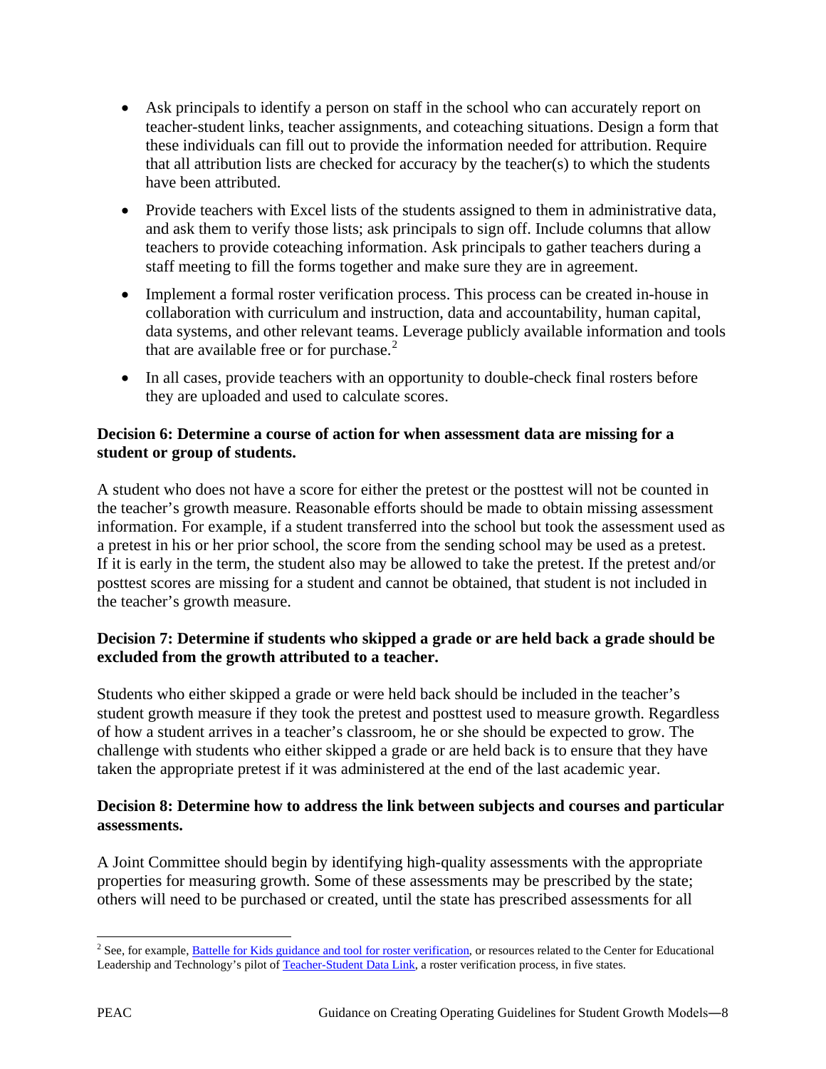- Ask principals to identify a person on staff in the school who can accurately report on teacher-student links, teacher assignments, and coteaching situations. Design a form that these individuals can fill out to provide the information needed for attribution. Require that all attribution lists are checked for accuracy by the teacher(s) to which the students have been attributed.
- Provide teachers with Excel lists of the students assigned to them in administrative data, and ask them to verify those lists; ask principals to sign off. Include columns that allow teachers to provide coteaching information. Ask principals to gather teachers during a staff meeting to fill the forms together and make sure they are in agreement.
- Implement a formal roster verification process. This process can be created in-house in collaboration with curriculum and instruction, data and accountability, human capital, data systems, and other relevant teams. Leverage publicly available information and tools that are available free or for purchase.[2]
- In all cases, provide teachers with an opportunity to double-check final rosters before they are uploaded and used to calculate scores.

**Decision 6: Determine a course of action for when assessment data are missing for a student or group of students.**

A student who does not have a score for either the pretest or the posttest will not be counted in the teacher's growth measure. Reasonable efforts should be made to obtain missing assessment information. For example, if a student transferred into the school but took the assessment used as a pretest in his or her prior school, the score from the sending school may be used as a pretest. If it is early in the term, the student also may be allowed to take the pretest. If the pretest and/or posttest scores are missing for a student and cannot be obtained, that student is not included in the teacher's growth measure.

**Decision 7: Determine if students who skipped a grade or are held back a grade should be excluded from the growth attributed to a teacher.**

Students who either skipped a grade or were held back should be included in the teacher's student growth measure if they took the pretest and posttest used to measure growth. Regardless of how a student arrives in a teacher's classroom, he or she should be expected to grow. The challenge with students who either skipped a grade or are held back is to ensure that they have taken the appropriate pretest if it was administered at the end of the last academic year.

**Decision 8: Determine how to address the link between subjects and courses and particular assessments.**

A Joint Committee should begin by identifying high-quality assessments with the appropriate properties for measuring growth. Some of these assessments may be prescribed by the state; others will need to be purchased or created, until the state has prescribed assessments for all

---

[2] See, for example, Battelle for Kids guidance and tool for roster verification, or resources related to the Center for Educational Leadership and Technology's pilot of Teacher-Student Data Link, a roster verification process, in five states.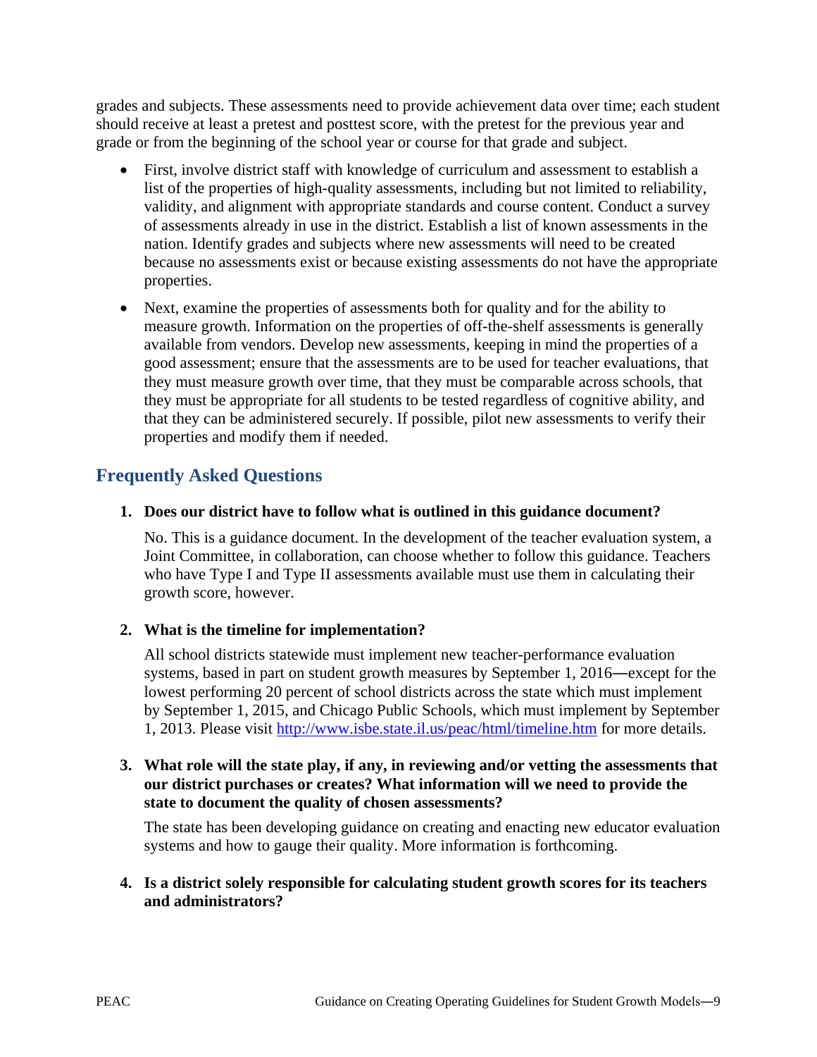grades and subjects. These assessments need to provide achievement data over time; each student should receive at least a pretest and posttest score, with the pretest for the previous year and grade or from the beginning of the school year or course for that grade and subject.

- First, involve district staff with knowledge of curriculum and assessment to establish a list of the properties of high-quality assessments, including but not limited to reliability, validity, and alignment with appropriate standards and course content. Conduct a survey of assessments already in use in the district. Establish a list of known assessments in the nation. Identify grades and subjects where new assessments will need to be created because no assessments exist or because existing assessments do not have the appropriate properties.
- Next, examine the properties of assessments both for quality and for the ability to measure growth. Information on the properties of off-the-shelf assessments is generally available from vendors. Develop new assessments, keeping in mind the properties of a good assessment; ensure that the assessments are to be used for teacher evaluations, that they must measure growth over time, that they must be comparable across schools, that they must be appropriate for all students to be tested regardless of cognitive ability, and that they can be administered securely. If possible, pilot new assessments to verify their properties and modify them if needed.

## Frequently Asked Questions

1. **Does our district have to follow what is outlined in this guidance document?**

   No. This is a guidance document. In the development of the teacher evaluation system, a Joint Committee, in collaboration, can choose whether to follow this guidance. Teachers who have Type I and Type II assessments available must use them in calculating their growth score, however.

2. **What is the timeline for implementation?**

   All school districts statewide must implement new teacher-performance evaluation systems, based in part on student growth measures by September 1, 2016—except for the lowest performing 20 percent of school districts across the state which must implement by September 1, 2015, and Chicago Public Schools, which must implement by September 1, 2013. Please visit http://www.isbe.state.il.us/peac/html/timeline.htm for more details.

3. **What role will the state play, if any, in reviewing and/or vetting the assessments that our district purchases or creates? What information will we need to provide the state to document the quality of chosen assessments?**

   The state has been developing guidance on creating and enacting new educator evaluation systems and how to gauge their quality. More information is forthcoming.

4. **Is a district solely responsible for calculating student growth scores for its teachers and administrators?**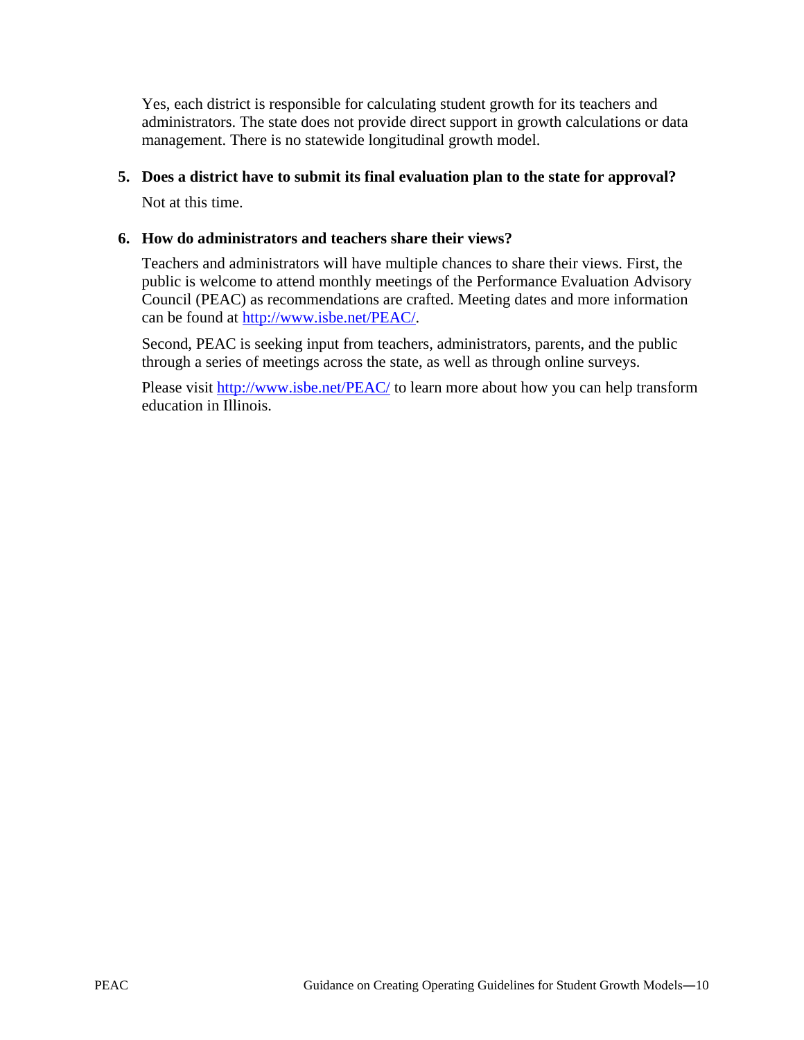Yes, each district is responsible for calculating student growth for its teachers and administrators. The state does not provide direct support in growth calculations or data management. There is no statewide longitudinal growth model.

5. **Does a district have to submit its final evaluation plan to the state for approval?**

   Not at this time.

6. **How do administrators and teachers share their views?**

   Teachers and administrators will have multiple chances to share their views. First, the public is welcome to attend monthly meetings of the Performance Evaluation Advisory Council (PEAC) as recommendations are crafted. Meeting dates and more information can be found at http://www.isbe.net/PEAC/.

   Second, PEAC is seeking input from teachers, administrators, parents, and the public through a series of meetings across the state, as well as through online surveys.

   Please visit http://www.isbe.net/PEAC/ to learn more about how you can help transform education in Illinois.